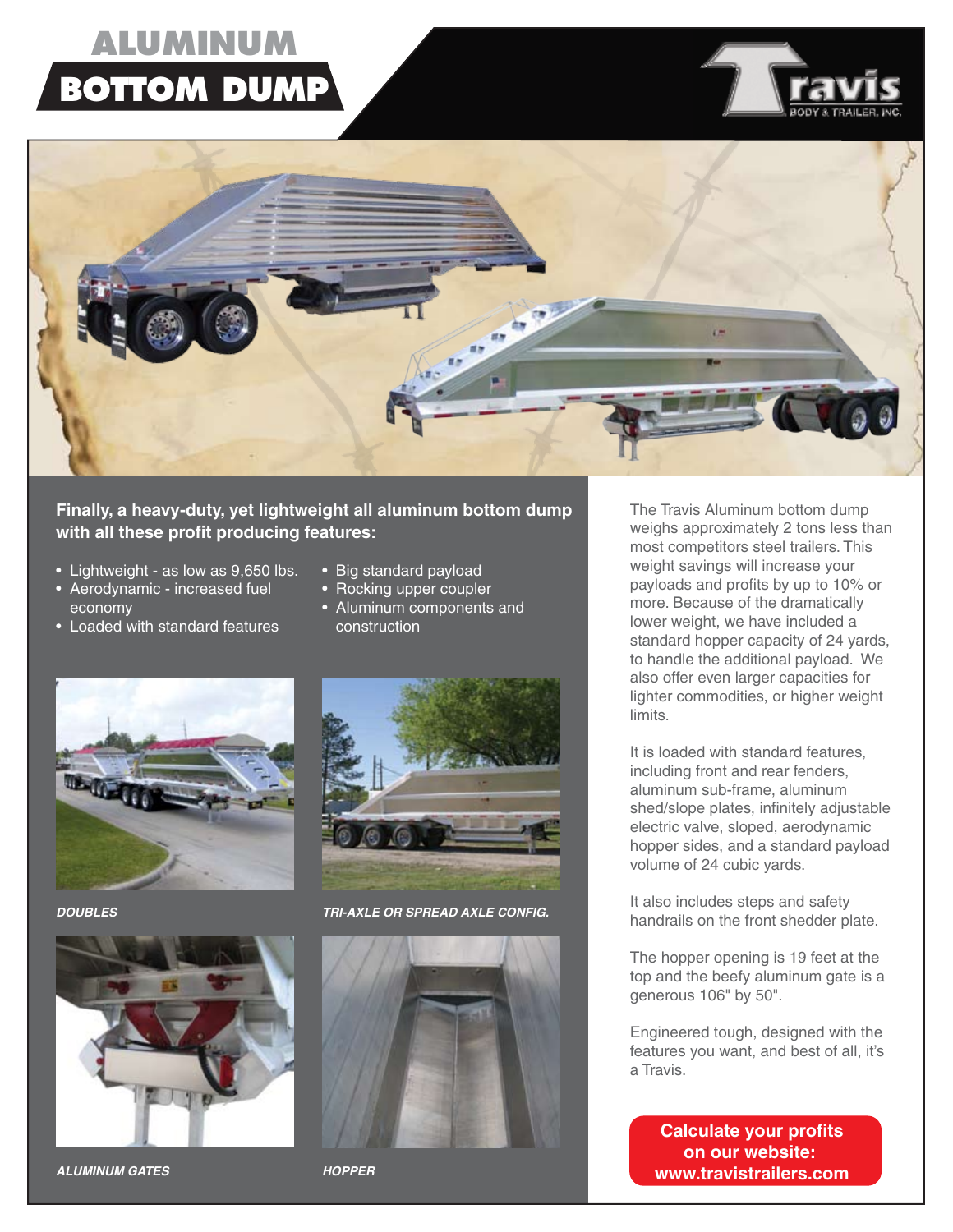# ALUMINUM BOTTOM DUMP

Travis BODY & TRAILER, INC.

**Finally, a heavy-duty, yet lightweight all aluminum bottom dump with all these profit producing features:**

- Lightweight - as low as 9,650 lbs.
- Aerodynamic - increased fuel economy
- Loaded with standard features
- Big standard payload
- Rocking upper coupler
- Aluminum components and construction

*DOUBLES*

*TRI-AXLE OR SPREAD AXLE CONFIG.*

*ALUMINUM GATES*

*HOPPER*

The Travis Aluminum bottom dump weighs approximately 2 tons less than most competitors steel trailers. This weight savings will increase your payloads and profits by up to 10% or more. Because of the dramatically lower weight, we have included a standard hopper capacity of 24 yards, to handle the additional payload. We also offer even larger capacities for lighter commodities, or higher weight limits.

It is loaded with standard features, including front and rear fenders, aluminum sub-frame, aluminum shed/slope plates, infinitely adjustable electric valve, sloped, aerodynamic hopper sides, and a standard payload volume of 24 cubic yards.

It also includes steps and safety handrails on the front shedder plate.

The hopper opening is 19 feet at the top and the beefy aluminum gate is a generous 106" by 50".

Engineered tough, designed with the features you want, and best of all, it's a Travis.

**Calculate your profits on our website: www.travistrailers.com**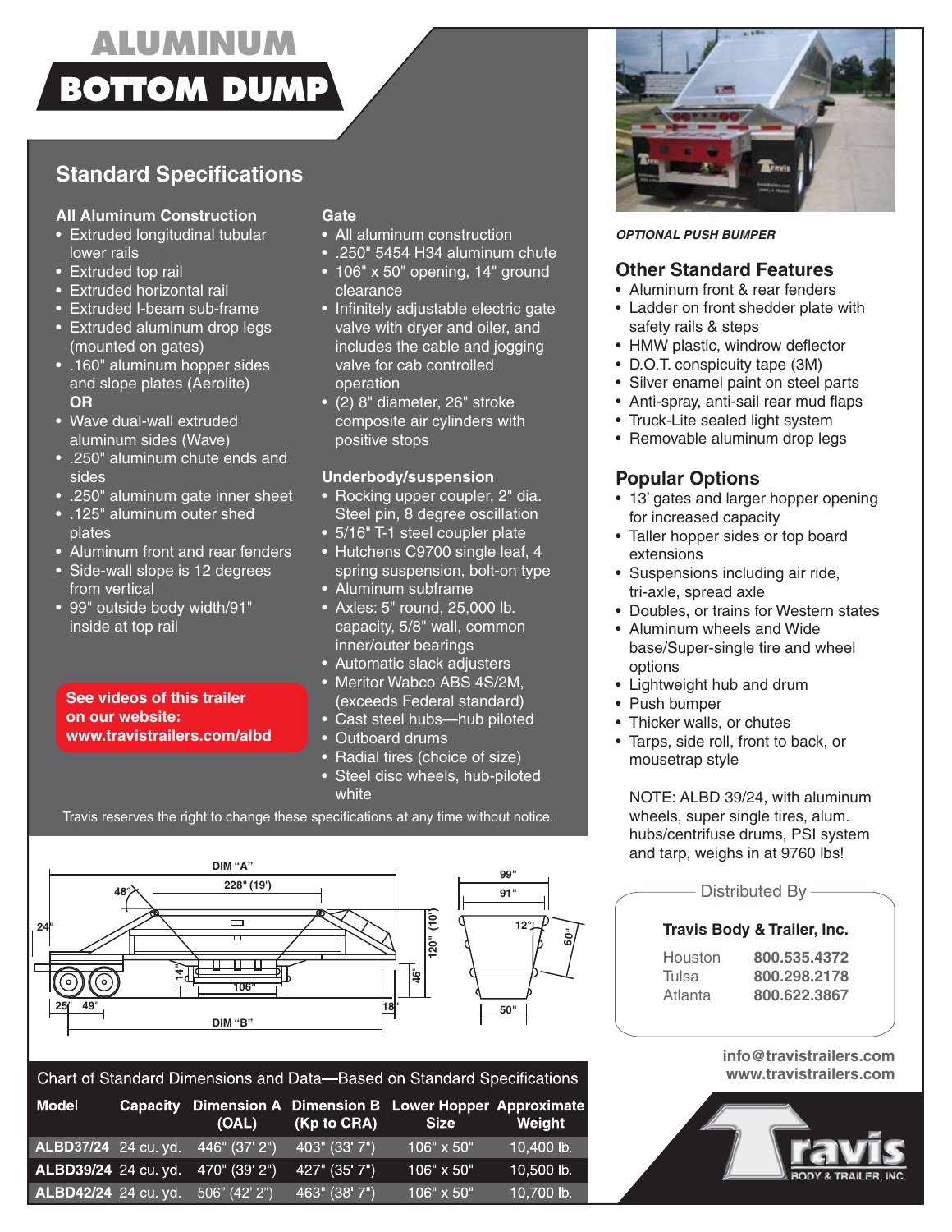# ALUMINUM BOTTOM DUMP

## Standard Specifications

### All Aluminum Construction

- Extruded longitudinal tubular lower rails
- Extruded top rail
- Extruded horizontal rail
- Extruded I-beam sub-frame
- Extruded aluminum drop legs (mounted on gates)
- .160" aluminum hopper sides and slope plates (Aerolite)

**OR**

- Wave dual-wall extruded aluminum sides (Wave)
- .250" aluminum chute ends and sides
- .250" aluminum gate inner sheet
- .125" aluminum outer shed plates
- Aluminum front and rear fenders
- Side-wall slope is 12 degrees from vertical
- 99" outside body width/91" inside at top rail

**See videos of this trailer on our website: www.travistrailers.com/albd**

### Gate

- All aluminum construction
- .250" 5454 H34 aluminum chute
- 106" x 50" opening, 14" ground clearance
- Infinitely adjustable electric gate valve with dryer and oiler, and includes the cable and jogging valve for cab controlled operation
- (2) 8" diameter, 26" stroke composite air cylinders with positive stops

### Underbody/suspension

- Rocking upper coupler, 2" dia. Steel pin, 8 degree oscillation
- 5/16" T-1 steel coupler plate
- Hutchens C9700 single leaf, 4 spring suspension, bolt-on type
- Aluminum subframe
- Axles: 5" round, 25,000 lb. capacity, 5/8" wall, common inner/outer bearings
- Automatic slack adjusters
- Meritor Wabco ABS 4S/2M, (exceeds Federal standard)
- Cast steel hubs—hub piloted
- Outboard drums
- Radial tires (choice of size)
- Steel disc wheels, hub-piloted white

Travis reserves the right to change these specifications at any time without notice.

*OPTIONAL PUSH BUMPER*

## Other Standard Features

- Aluminum front & rear fenders
- Ladder on front shedder plate with safety rails & steps
- HMW plastic, windrow deflector
- D.O.T. conspicuity tape (3M)
- Silver enamel paint on steel parts
- Anti-spray, anti-sail rear mud flaps
- Truck-Lite sealed light system
- Removable aluminum drop legs

## Popular Options

- 13' gates and larger hopper opening for increased capacity
- Taller hopper sides or top board extensions
- Suspensions including air ride, tri-axle, spread axle
- Doubles, or trains for Western states
- Aluminum wheels and Wide base/Super-single tire and wheel options
- Lightweight hub and drum
- Push bumper
- Thicker walls, or chutes
- Tarps, side roll, front to back, or mousetrap style

NOTE: ALBD 39/24, with aluminum wheels, super single tires, alum. hubs/centrifuse drums, PSI system and tarp, weighs in at 9760 lbs!

DIM "A"
228" (19')
48°
24"
14"
106"
46"
120" (10')
18"
25" 49"
DIM "B"
99"
91"
12°
60"
50"

## Chart of Standard Dimensions and Data—Based on Standard Specifications

| Model | Capacity | Dimension A (OAL) | Dimension B (Kp to CRA) | Lower Hopper Size | Approximate Weight |
|---|---|---|---|---|---|
| ALBD37/24 | 24 cu. yd. | 446" (37' 2") | 403" (33' 7") | 106" x 50" | 10,400 lb. |
| ALBD39/24 | 24 cu. yd. | 470" (39' 2") | 427" (35' 7") | 106" x 50" | 10,500 lb. |
| ALBD42/24 | 24 cu. yd. | 506" (42' 2") | 463" (38' 7") | 106" x 50" | 10,700 lb. |

Distributed By

**Travis Body & Trailer, Inc.**

Houston **800.535.4372**
Tulsa **800.298.2178**
Atlanta **800.622.3867**

**info@travistrailers.com**
**www.travistrailers.com**

Travis BODY & TRAILER, INC.